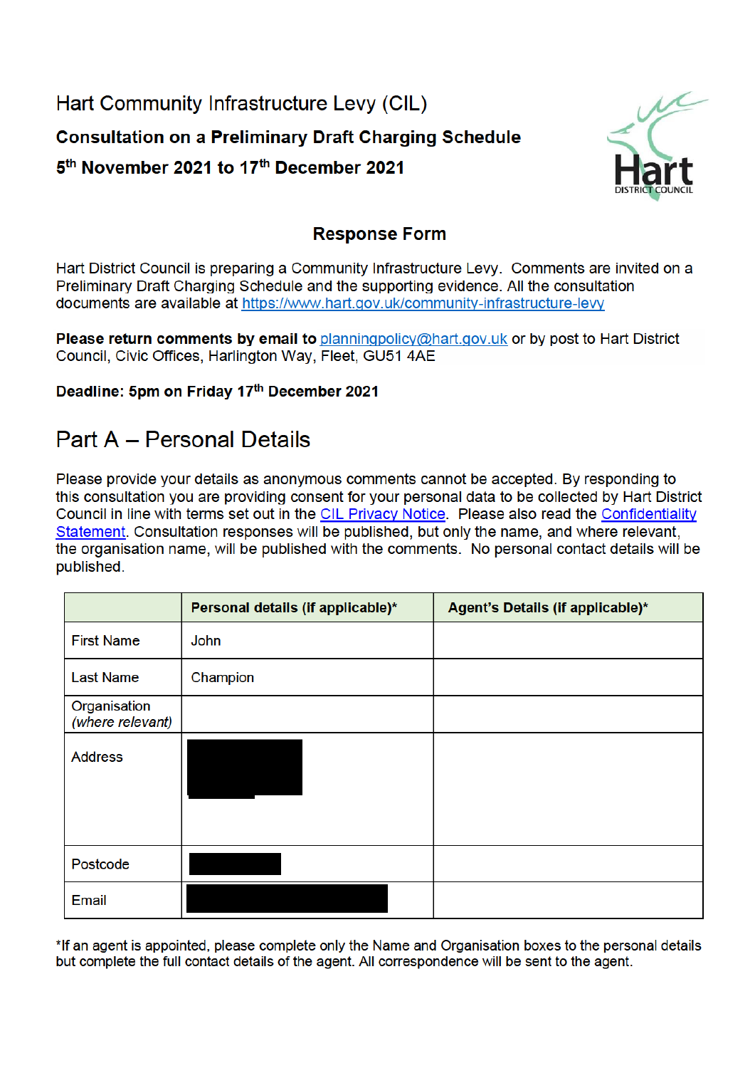# Hart Community Infrastructure Levy (CIL)

**Consultation on a Preliminary Draft Charging Schedule**

**5th November 2021 to 17th December 2021**

## Response Form

Hart District Council is preparing a Community Infrastructure Levy. Comments are invited on a Preliminary Draft Charging Schedule and the supporting evidence. All the consultation documents are available at https://www.hart.gov.uk/community-infrastructure-levy

**Please return comments by email to** planningpolicy@hart.gov.uk or by post to Hart District Council, Civic Offices, Harlington Way, Fleet, GU51 4AE

**Deadline: 5pm on Friday 17th December 2021**

## Part A – Personal Details

Please provide your details as anonymous comments cannot be accepted. By responding to this consultation you are providing consent for your personal data to be collected by Hart District Council in line with terms set out in the CIL Privacy Notice. Please also read the Confidentiality Statement. Consultation responses will be published, but only the name, and where relevant, the organisation name, will be published with the comments. No personal contact details will be published.

| | **Personal details (if applicable)*** | **Agent's Details (if applicable)*** |
|---|---|---|
| First Name | John | |
| Last Name | Champion | |
| Organisation *(where relevant)* | | |
| Address | [REDACTED] | |
| Postcode | [REDACTED] | |
| Email | [REDACTED] | |

*If an agent is appointed, please complete only the Name and Organisation boxes to the personal details but complete the full contact details of the agent. All correspondence will be sent to the agent.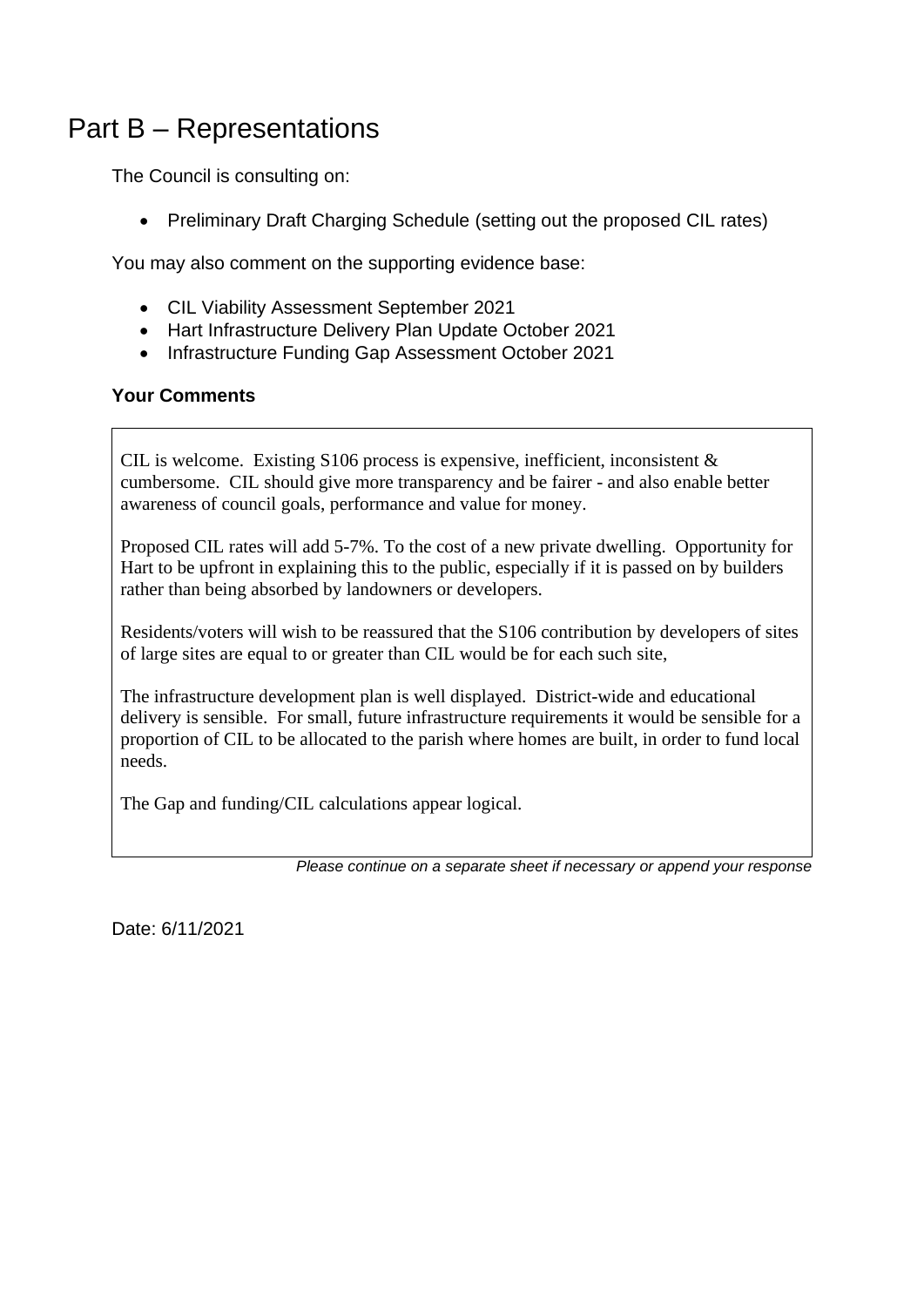# Part B – Representations

The Council is consulting on:

- Preliminary Draft Charging Schedule (setting out the proposed CIL rates)

You may also comment on the supporting evidence base:

- CIL Viability Assessment September 2021
- Hart Infrastructure Delivery Plan Update October 2021
- Infrastructure Funding Gap Assessment October 2021

**Your Comments**

CIL is welcome. Existing S106 process is expensive, inefficient, inconsistent & cumbersome. CIL should give more transparency and be fairer - and also enable better awareness of council goals, performance and value for money.

Proposed CIL rates will add 5-7%. To the cost of a new private dwelling. Opportunity for Hart to be upfront in explaining this to the public, especially if it is passed on by builders rather than being absorbed by landowners or developers.

Residents/voters will wish to be reassured that the S106 contribution by developers of sites of large sites are equal to or greater than CIL would be for each such site,

The infrastructure development plan is well displayed. District-wide and educational delivery is sensible. For small, future infrastructure requirements it would be sensible for a proportion of CIL to be allocated to the parish where homes are built, in order to fund local needs.

The Gap and funding/CIL calculations appear logical.

*Please continue on a separate sheet if necessary or append your response*

Date: 6/11/2021